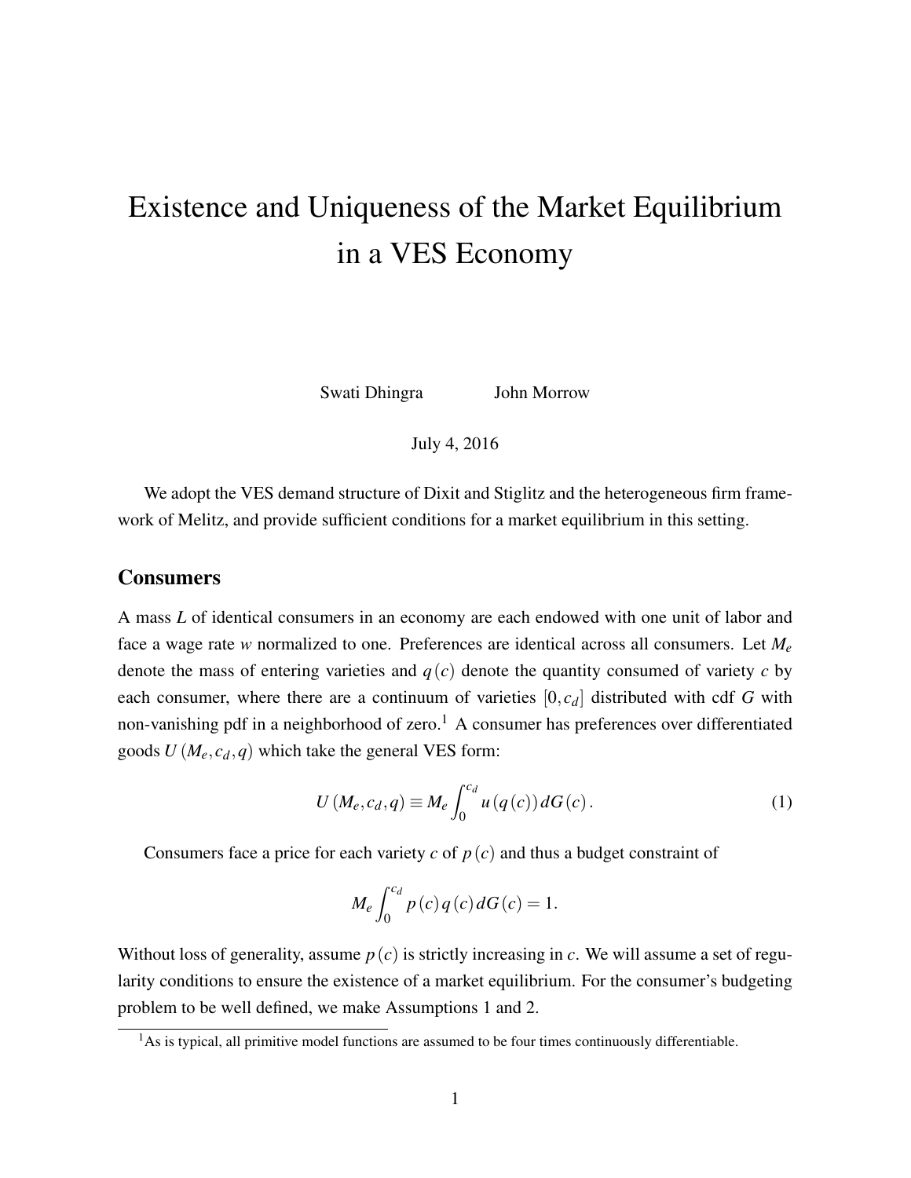# Existence and Uniqueness of the Market Equilibrium in a VES Economy

Swati Dhingra John Morrow

July 4, 2016

We adopt the VES demand structure of Dixit and Stiglitz and the heterogeneous firm framework of Melitz, and provide sufficient conditions for a market equilibrium in this setting.

## Consumers

A mass $L$ of identical consumers in an economy are each endowed with one unit of labor and face a wage rate $w$ normalized to one. Preferences are identical across all consumers. Let $M_e$ denote the mass of entering varieties and $q(c)$ denote the quantity consumed of variety $c$ by each consumer, where there are a continuum of varieties $[0, c_d]$ distributed with cdf $G$ with non-vanishing pdf in a neighborhood of zero.[1] A consumer has preferences over differentiated goods $U(M_e, c_d, q)$ which take the general VES form:

$$U(M_e, c_d, q) \equiv M_e \int_0^{c_d} u(q(c))\, dG(c). \tag{1}$$

Consumers face a price for each variety $c$ of $p(c)$ and thus a budget constraint of

$$M_e \int_0^{c_d} p(c)\, q(c)\, dG(c) = 1.$$

Without loss of generality, assume $p(c)$ is strictly increasing in $c$. We will assume a set of regularity conditions to ensure the existence of a market equilibrium. For the consumer's budgeting problem to be well defined, we make Assumptions 1 and 2.

[1] As is typical, all primitive model functions are assumed to be four times continuously differentiable.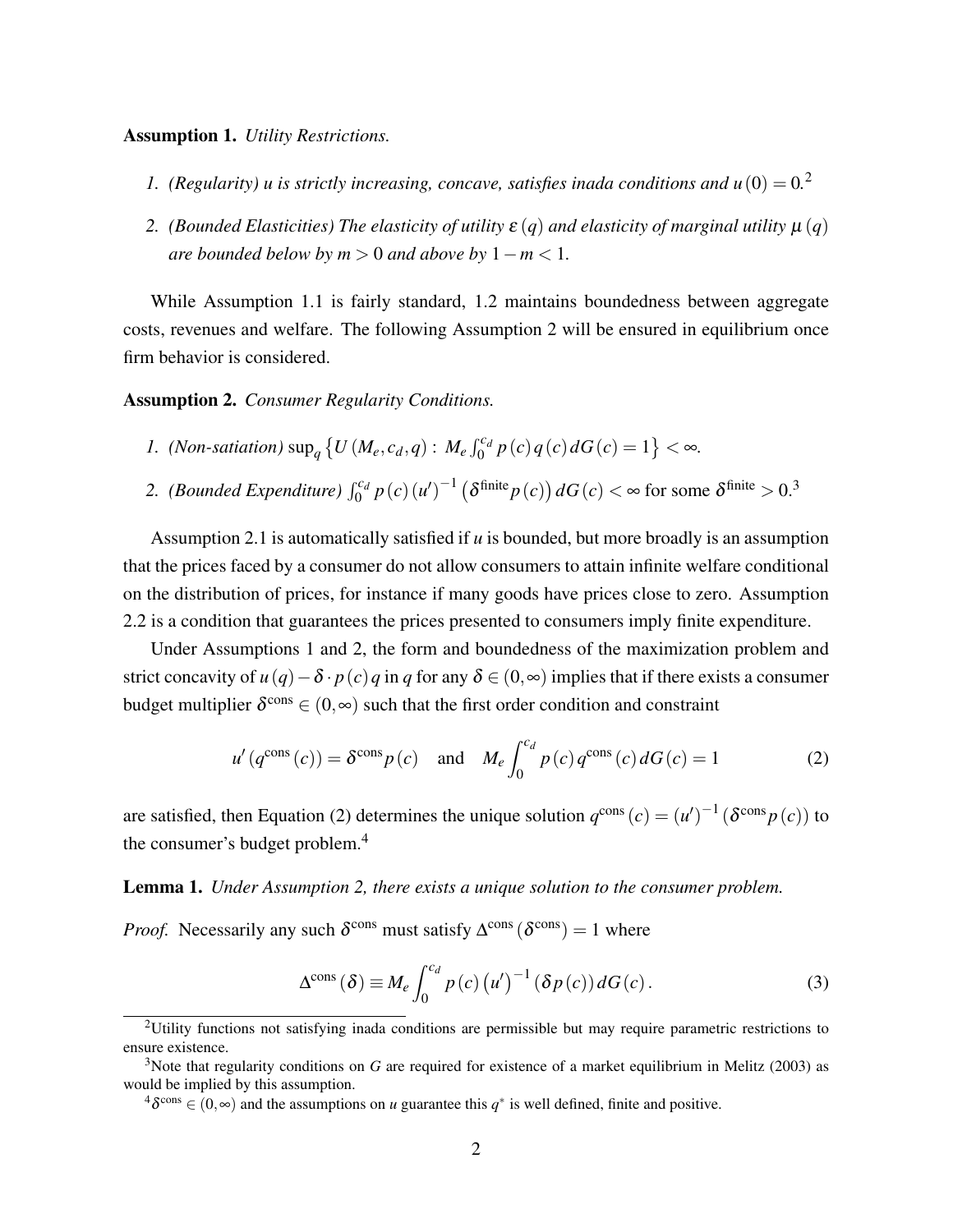**Assumption 1.** *Utility Restrictions.*

1. *(Regularity) $u$ is strictly increasing, concave, satisfies inada conditions and $u(0) = 0$.*[2]
2. *(Bounded Elasticities) The elasticity of utility $\varepsilon(q)$ and elasticity of marginal utility $\mu(q)$ are bounded below by $m > 0$ and above by $1 - m < 1$.*

While Assumption 1.1 is fairly standard, 1.2 maintains boundedness between aggregate costs, revenues and welfare. The following Assumption 2 will be ensured in equilibrium once firm behavior is considered.

**Assumption 2.** *Consumer Regularity Conditions.*

1. *(Non-satiation)* $\sup_q \left\{ U(M_e, c_d, q) : M_e \int_0^{c_d} p(c) q(c) dG(c) = 1 \right\} < \infty$.
2. *(Bounded Expenditure)* $\int_0^{c_d} p(c) (u')^{-1} \left( \delta^{\text{finite}} p(c) \right) dG(c) < \infty$ for some $\delta^{\text{finite}} > 0$.[3]

Assumption 2.1 is automatically satisfied if $u$ is bounded, but more broadly is an assumption that the prices faced by a consumer do not allow consumers to attain infinite welfare conditional on the distribution of prices, for instance if many goods have prices close to zero. Assumption 2.2 is a condition that guarantees the prices presented to consumers imply finite expenditure.

Under Assumptions 1 and 2, the form and boundedness of the maximization problem and strict concavity of $u(q) - \delta \cdot p(c) q$ in $q$ for any $\delta \in (0, \infty)$ implies that if there exists a consumer budget multiplier $\delta^{\text{cons}} \in (0, \infty)$ such that the first order condition and constraint

$$u'\left(q^{\text{cons}}(c)\right) = \delta^{\text{cons}} p(c) \quad \text{and} \quad M_e \int_0^{c_d} p(c) q^{\text{cons}}(c) dG(c) = 1 \tag{2}$$

are satisfied, then Equation (2) determines the unique solution $q^{\text{cons}}(c) = (u')^{-1}\left(\delta^{\text{cons}} p(c)\right)$ to the consumer's budget problem.[4]

**Lemma 1.** *Under Assumption 2, there exists a unique solution to the consumer problem.*

*Proof.* Necessarily any such $\delta^{\text{cons}}$ must satisfy $\Delta^{\text{cons}}\left(\delta^{\text{cons}}\right) = 1$ where

$$\Delta^{\text{cons}}(\delta) \equiv M_e \int_0^{c_d} p(c) \left(u'\right)^{-1} \left(\delta p(c)\right) dG(c). \tag{3}$$

---

[2] Utility functions not satisfying inada conditions are permissible but may require parametric restrictions to ensure existence.

[3] Note that regularity conditions on $G$ are required for existence of a market equilibrium in Melitz (2003) as would be implied by this assumption.

[4] $\delta^{\text{cons}} \in (0, \infty)$ and the assumptions on $u$ guarantee this $q^*$ is well defined, finite and positive.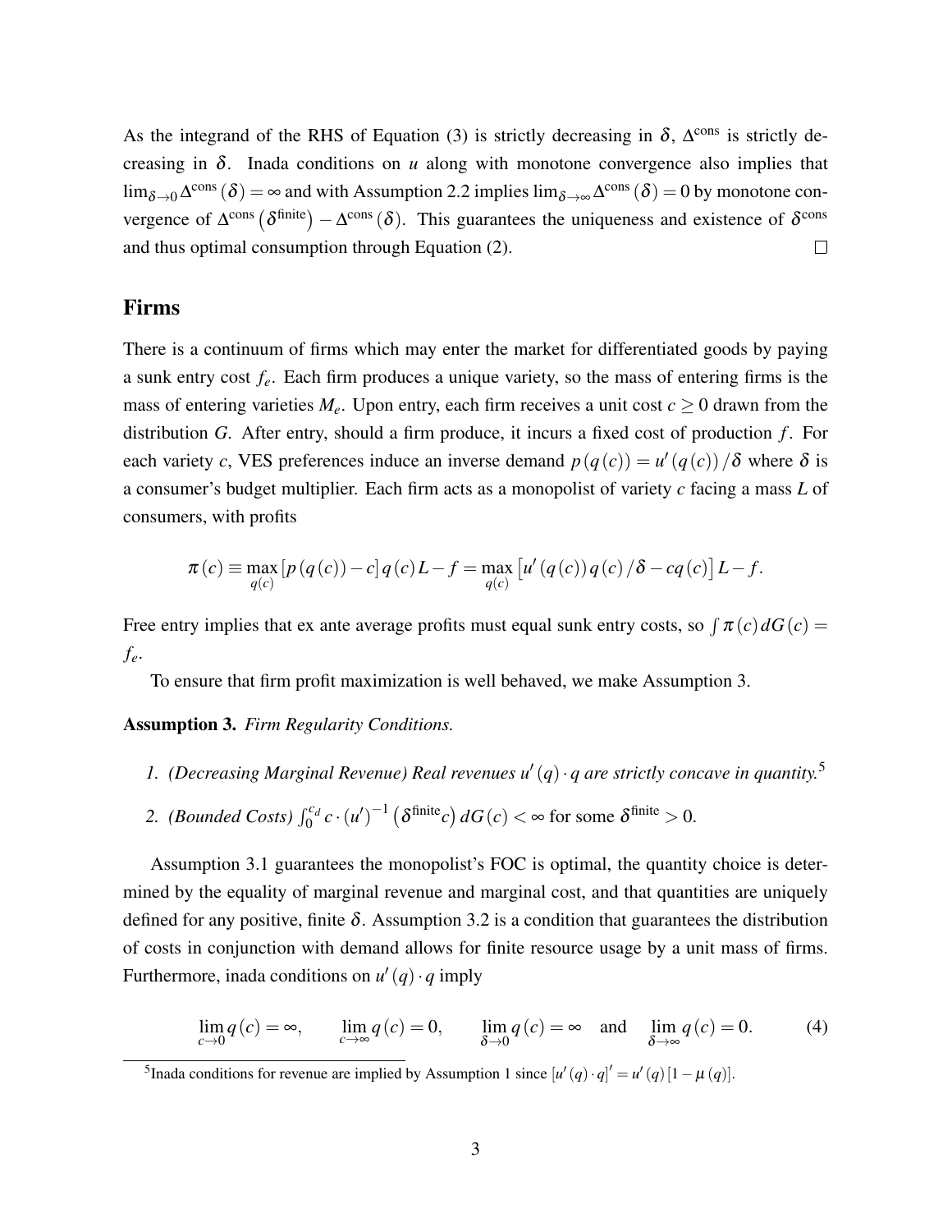As the integrand of the RHS of Equation (3) is strictly decreasing in $\delta$, $\Delta^{\text{cons}}$ is strictly decreasing in $\delta$. Inada conditions on $u$ along with monotone convergence also implies that $\lim_{\delta\to 0}\Delta^{\text{cons}}(\delta)=\infty$ and with Assumption 2.2 implies $\lim_{\delta\to\infty}\Delta^{\text{cons}}(\delta)=0$ by monotone convergence of $\Delta^{\text{cons}}(\delta^{\text{finite}})-\Delta^{\text{cons}}(\delta)$. This guarantees the uniqueness and existence of $\delta^{\text{cons}}$ and thus optimal consumption through Equation (2). □

## Firms

There is a continuum of firms which may enter the market for differentiated goods by paying a sunk entry cost $f_e$. Each firm produces a unique variety, so the mass of entering firms is the mass of entering varieties $M_e$. Upon entry, each firm receives a unit cost $c\geq 0$ drawn from the distribution $G$. After entry, should a firm produce, it incurs a fixed cost of production $f$. For each variety $c$, VES preferences induce an inverse demand $p(q(c))=u'(q(c))/\delta$ where $\delta$ is a consumer's budget multiplier. Each firm acts as a monopolist of variety $c$ facing a mass $L$ of consumers, with profits

$$\pi(c)\equiv\max_{q(c)}\left[p(q(c))-c\right]q(c)L-f=\max_{q(c)}\left[u'(q(c))\,q(c)/\delta-cq(c)\right]L-f.$$

Free entry implies that ex ante average profits must equal sunk entry costs, so $\int\pi(c)\,dG(c)=f_e$.

To ensure that firm profit maximization is well behaved, we make Assumption 3.

**Assumption 3.** *Firm Regularity Conditions.*

1. *(Decreasing Marginal Revenue) Real revenues $u'(q)\cdot q$ are strictly concave in quantity.*[5]
2. *(Bounded Costs)* $\int_0^{c_d}c\cdot(u')^{-1}\left(\delta^{\text{finite}}c\right)dG(c)<\infty$ for some $\delta^{\text{finite}}>0$.

Assumption 3.1 guarantees the monopolist's FOC is optimal, the quantity choice is determined by the equality of marginal revenue and marginal cost, and that quantities are uniquely defined for any positive, finite $\delta$. Assumption 3.2 is a condition that guarantees the distribution of costs in conjunction with demand allows for finite resource usage by a unit mass of firms. Furthermore, inada conditions on $u'(q)\cdot q$ imply

$$\lim_{c\to 0}q(c)=\infty,\qquad \lim_{c\to\infty}q(c)=0,\qquad \lim_{\delta\to 0}q(c)=\infty\quad\text{and}\quad \lim_{\delta\to\infty}q(c)=0.\tag{4}$$

[5] Inada conditions for revenue are implied by Assumption 1 since $\left[u'(q)\cdot q\right]'=u'(q)\left[1-\mu(q)\right]$.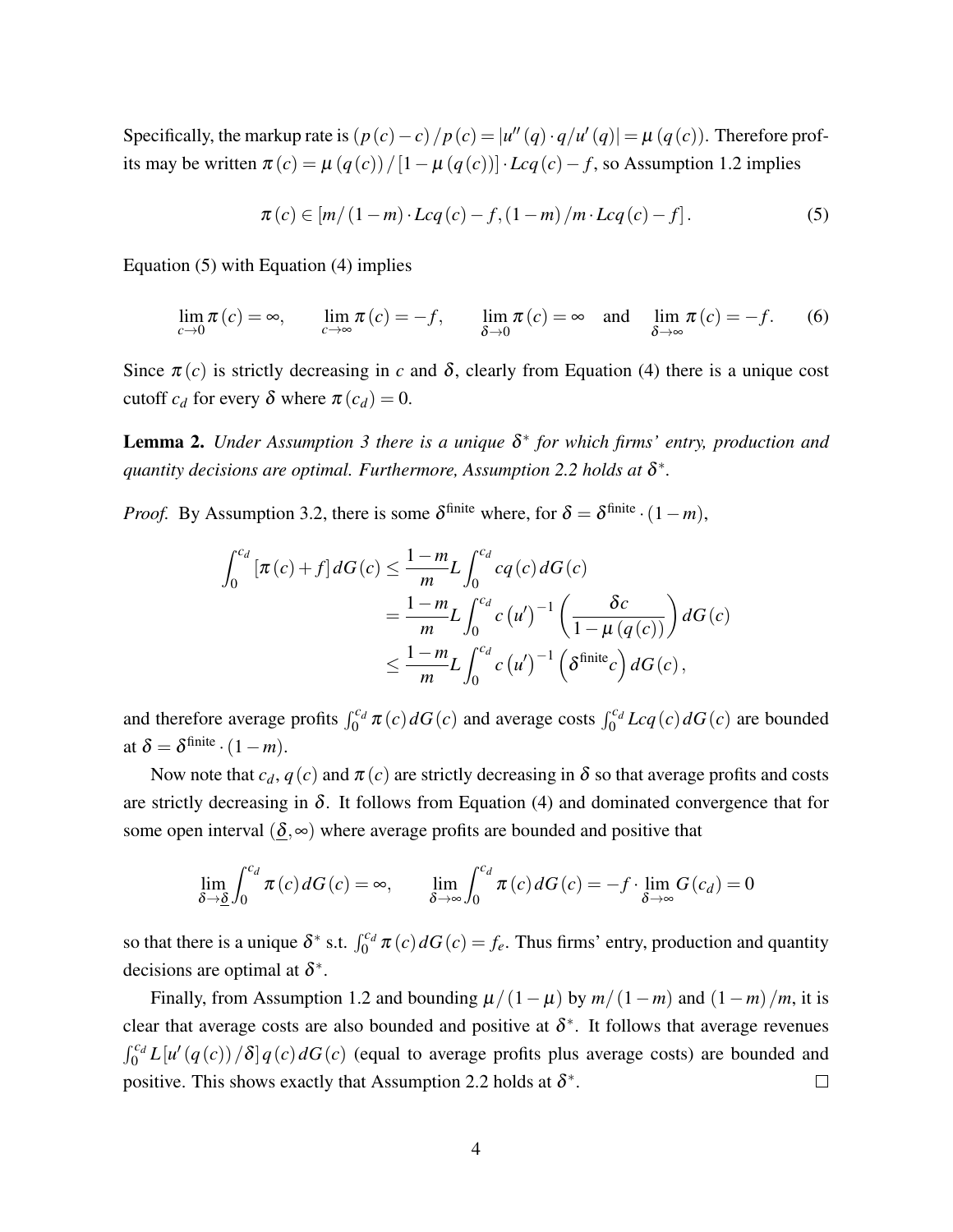Specifically, the markup rate is $(p(c)-c)/p(c) = |u''(q)\cdot q/u'(q)| = \mu(q(c))$. Therefore profits may be written $\pi(c) = \mu(q(c))/[1-\mu(q(c))]\cdot Lcq(c) - f$, so Assumption 1.2 implies

$$\pi(c) \in [m/(1-m)\cdot Lcq(c) - f, (1-m)/m\cdot Lcq(c) - f]. \tag{5}$$

Equation (5) with Equation (4) implies

$$\lim_{c\to 0}\pi(c) = \infty, \qquad \lim_{c\to\infty}\pi(c) = -f, \qquad \lim_{\delta\to 0}\pi(c) = \infty \quad \text{and} \quad \lim_{\delta\to\infty}\pi(c) = -f. \tag{6}$$

Since $\pi(c)$ is strictly decreasing in $c$ and $\delta$, clearly from Equation (4) there is a unique cost cutoff $c_d$ for every $\delta$ where $\pi(c_d) = 0$.

**Lemma 2.** *Under Assumption 3 there is a unique $\delta^*$ for which firms' entry, production and quantity decisions are optimal. Furthermore, Assumption 2.2 holds at $\delta^*$.*

*Proof.* By Assumption 3.2, there is some $\delta^{\text{finite}}$ where, for $\delta = \delta^{\text{finite}}\cdot(1-m)$,

$$\begin{aligned}
\int_0^{c_d}[\pi(c)+f]\,dG(c) &\le \frac{1-m}{m}L\int_0^{c_d} cq(c)\,dG(c) \\
&= \frac{1-m}{m}L\int_0^{c_d} c\left(u'\right)^{-1}\left(\frac{\delta c}{1-\mu(q(c))}\right)dG(c) \\
&\le \frac{1-m}{m}L\int_0^{c_d} c\left(u'\right)^{-1}\left(\delta^{\text{finite}}c\right)dG(c),
\end{aligned}$$

and therefore average profits $\int_0^{c_d}\pi(c)\,dG(c)$ and average costs $\int_0^{c_d} Lcq(c)\,dG(c)$ are bounded at $\delta = \delta^{\text{finite}}\cdot(1-m)$.

Now note that $c_d$, $q(c)$ and $\pi(c)$ are strictly decreasing in $\delta$ so that average profits and costs are strictly decreasing in $\delta$. It follows from Equation (4) and dominated convergence that for some open interval $(\underline{\delta},\infty)$ where average profits are bounded and positive that

$$\lim_{\delta\to\underline{\delta}}\int_0^{c_d}\pi(c)\,dG(c) = \infty, \qquad \lim_{\delta\to\infty}\int_0^{c_d}\pi(c)\,dG(c) = -f\cdot\lim_{\delta\to\infty}G(c_d) = 0$$

so that there is a unique $\delta^*$ s.t. $\int_0^{c_d}\pi(c)\,dG(c) = f_e$. Thus firms' entry, production and quantity decisions are optimal at $\delta^*$.

Finally, from Assumption 1.2 and bounding $\mu/(1-\mu)$ by $m/(1-m)$ and $(1-m)/m$, it is clear that average costs are also bounded and positive at $\delta^*$. It follows that average revenues $\int_0^{c_d} L[u'(q(c))/\delta]\,q(c)\,dG(c)$ (equal to average profits plus average costs) are bounded and positive. This shows exactly that Assumption 2.2 holds at $\delta^*$. $\square$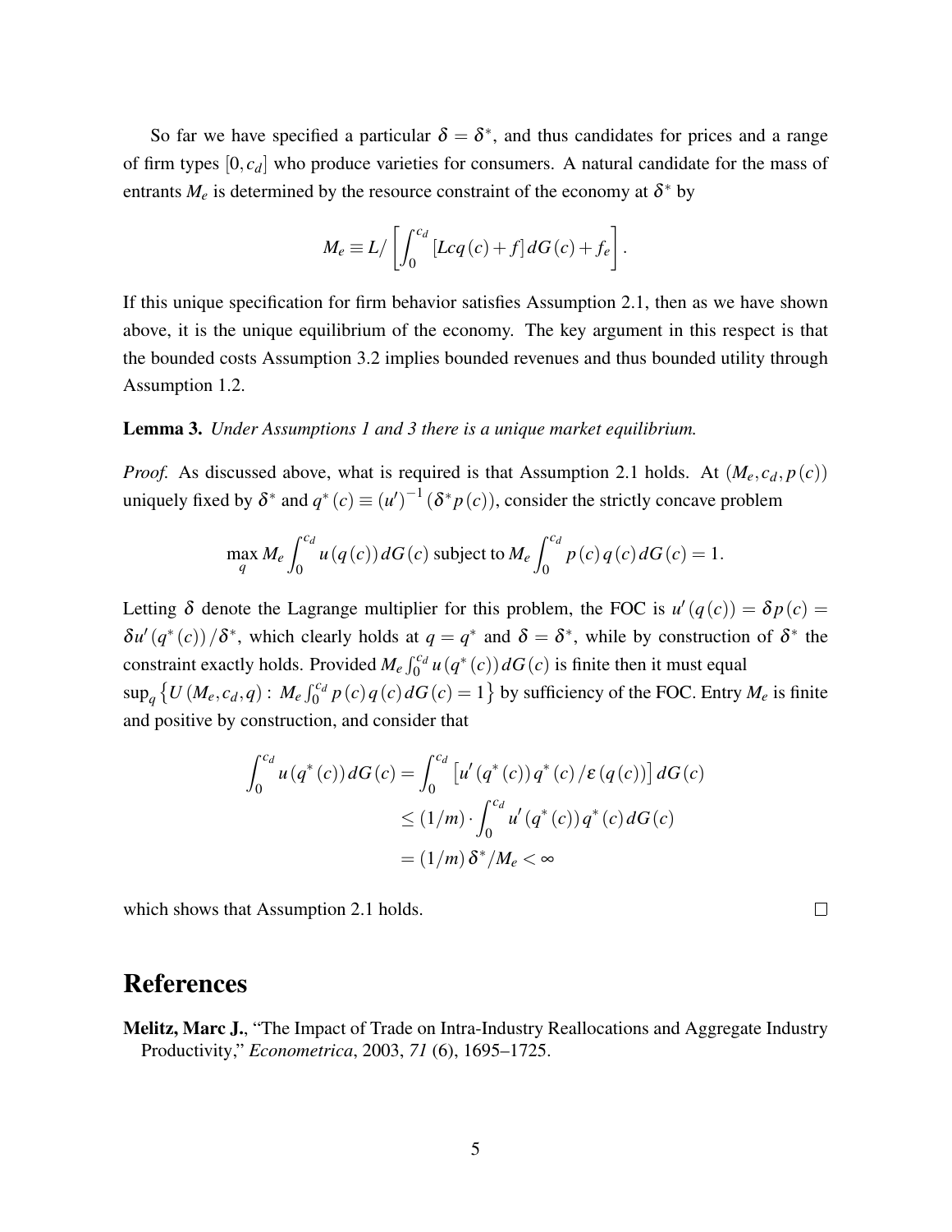So far we have specified a particular $\delta = \delta^*$, and thus candidates for prices and a range of firm types $[0, c_d]$ who produce varieties for consumers. A natural candidate for the mass of entrants $M_e$ is determined by the resource constraint of the economy at $\delta^*$ by

$$M_e \equiv L / \left[ \int_0^{c_d} [Lcq(c) + f] \, dG(c) + f_e \right].$$

If this unique specification for firm behavior satisfies Assumption 2.1, then as we have shown above, it is the unique equilibrium of the economy. The key argument in this respect is that the bounded costs Assumption 3.2 implies bounded revenues and thus bounded utility through Assumption 1.2.

**Lemma 3.** *Under Assumptions 1 and 3 there is a unique market equilibrium.*

*Proof.* As discussed above, what is required is that Assumption 2.1 holds. At $(M_e, c_d, p(c))$ uniquely fixed by $\delta^*$ and $q^*(c) \equiv (u')^{-1}(\delta^* p(c))$, consider the strictly concave problem

$$\max_q M_e \int_0^{c_d} u(q(c)) \, dG(c) \text{ subject to } M_e \int_0^{c_d} p(c) q(c) \, dG(c) = 1.$$

Letting $\delta$ denote the Lagrange multiplier for this problem, the FOC is $u'(q(c)) = \delta p(c) = \delta u'(q^*(c)) / \delta^*$, which clearly holds at $q = q^*$ and $\delta = \delta^*$, while by construction of $\delta^*$ the constraint exactly holds. Provided $M_e \int_0^{c_d} u(q^*(c)) \, dG(c)$ is finite then it must equal $\sup_q \left\{ U(M_e, c_d, q) : \, M_e \int_0^{c_d} p(c) q(c) \, dG(c) = 1 \right\}$ by sufficiency of the FOC. Entry $M_e$ is finite and positive by construction, and consider that

$$\begin{aligned}
\int_0^{c_d} u(q^*(c)) \, dG(c) &= \int_0^{c_d} \left[ u'(q^*(c)) q^*(c) / \varepsilon(q(c)) \right] dG(c) \\
&\leq (1/m) \cdot \int_0^{c_d} u'(q^*(c)) q^*(c) \, dG(c) \\
&= (1/m) \, \delta^* / M_e < \infty
\end{aligned}$$

which shows that Assumption 2.1 holds. $\square$

# References

**Melitz, Marc J.**, "The Impact of Trade on Intra-Industry Reallocations and Aggregate Industry Productivity," *Econometrica*, 2003, *71* (6), 1695–1725.